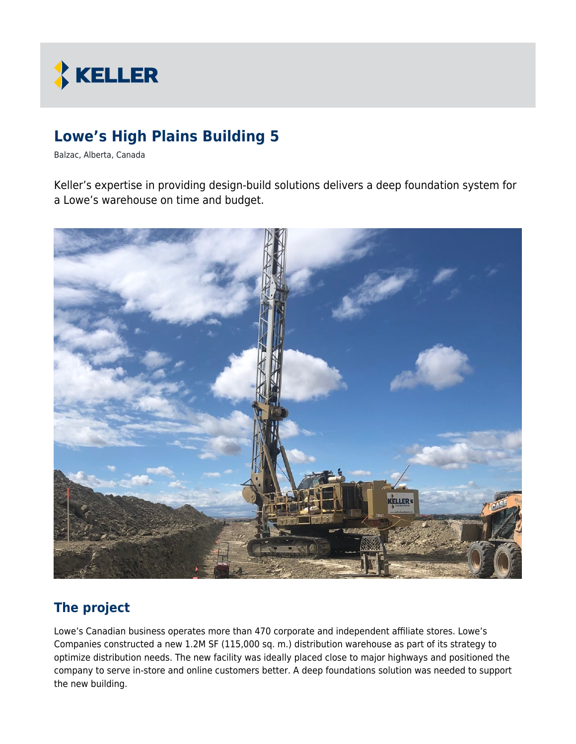# Lowe's High Plains Building 5

Balzac, Alberta, Canada

Keller's expertise in providing design-build solutions delivers a deep foundation system for a Lowe's warehouse on time and budget.

## The project

Lowe's Canadian business operates more than 470 corporate and independent affiliate stores. Lowe's Companies constructed a new 1.2M SF (115,000 sq. m.) distribution warehouse as part of its strategy to optimize distribution needs. The new facility was ideally placed close to major highways and positioned the company to serve in-store and online customers better. A deep foundations solution was needed to support the new building.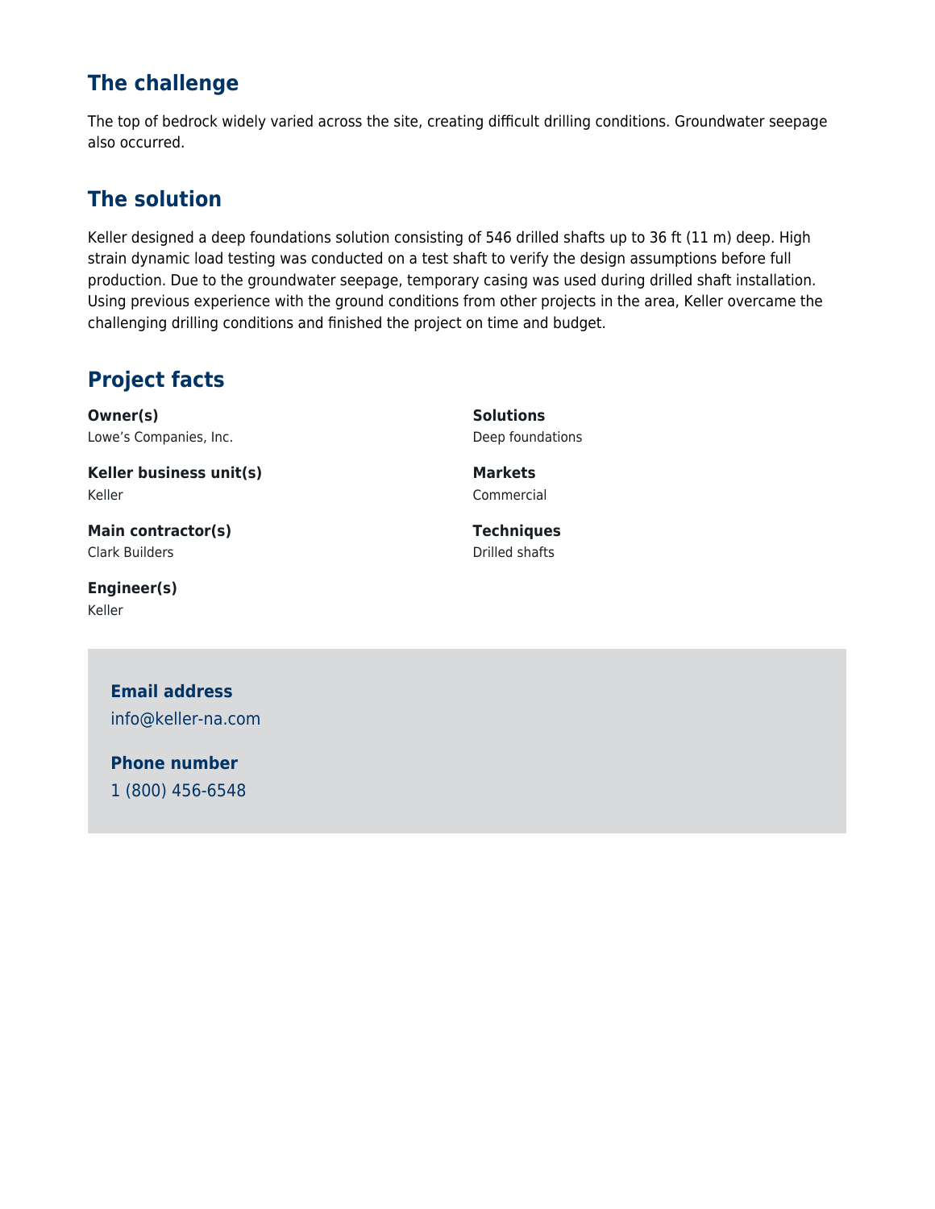## The challenge

The top of bedrock widely varied across the site, creating difficult drilling conditions. Groundwater seepage also occurred.

## The solution

Keller designed a deep foundations solution consisting of 546 drilled shafts up to 36 ft (11 m) deep. High strain dynamic load testing was conducted on a test shaft to verify the design assumptions before full production. Due to the groundwater seepage, temporary casing was used during drilled shaft installation. Using previous experience with the ground conditions from other projects in the area, Keller overcame the challenging drilling conditions and finished the project on time and budget.

## Project facts

**Owner(s)**
Lowe's Companies, Inc.

**Keller business unit(s)**
Keller

**Main contractor(s)**
Clark Builders

**Engineer(s)**
Keller

**Solutions**
Deep foundations

**Markets**
Commercial

**Techniques**
Drilled shafts

**Email address**
info@keller-na.com

**Phone number**
1 (800) 456-6548